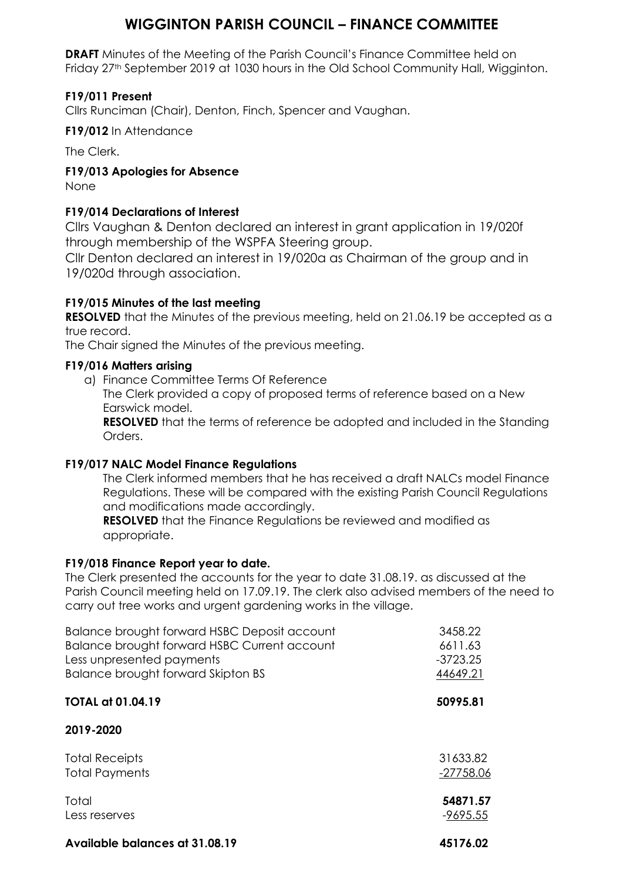# WIGGINTON PARISH COUNCIL – FINANCE COMMITTEE

**DRAFT** Minutes of the Meeting of the Parish Council's Finance Committee held on Friday 27th September 2019 at 1030 hours in the Old School Community Hall, Wigginton.

### F19/011 Present

Cllrs Runciman (Chair), Denton, Finch, Spencer and Vaughan.

**F19/012** In Attendance

The Clerk.

### F19/013 Apologies for Absence

None

### F19/014 Declarations of Interest

Cllrs Vaughan & Denton declared an interest in grant application in 19/020f through membership of the WSPFA Steering group.

Cllr Denton declared an interest in 19/020a as Chairman of the group and in 19/020d through association.

### F19/015 Minutes of the last meeting

**RESOLVED** that the Minutes of the previous meeting, held on 21.06.19 be accepted as a true record.

The Chair signed the Minutes of the previous meeting.

### F19/016 Matters arising

a) Finance Committee Terms Of Reference
   The Clerk provided a copy of proposed terms of reference based on a New Earswick model.
   **RESOLVED** that the terms of reference be adopted and included in the Standing Orders.

### F19/017 NALC Model Finance Regulations

The Clerk informed members that he has received a draft NALCs model Finance Regulations. These will be compared with the existing Parish Council Regulations and modifications made accordingly.

**RESOLVED** that the Finance Regulations be reviewed and modified as appropriate.

### F19/018 Finance Report year to date.

The Clerk presented the accounts for the year to date 31.08.19. as discussed at the Parish Council meeting held on 17.09.19. The clerk also advised members of the need to carry out tree works and urgent gardening works in the village.

| | |
|---|---|
| Balance brought forward HSBC Deposit account | 3458.22 |
| Balance brought forward HSBC Current account | 6611.63 |
| Less unpresented payments | -3723.25 |
| Balance brought forward Skipton BS | 44649.21 |
| **TOTAL at 01.04.19** | **50995.81** |
| **2019-2020** | |
| Total Receipts | 31633.82 |
| Total Payments | -27758.06 |
| Total | **54871.57** |
| Less reserves | -9695.55 |
| **Available balances at 31.08.19** | **45176.02** |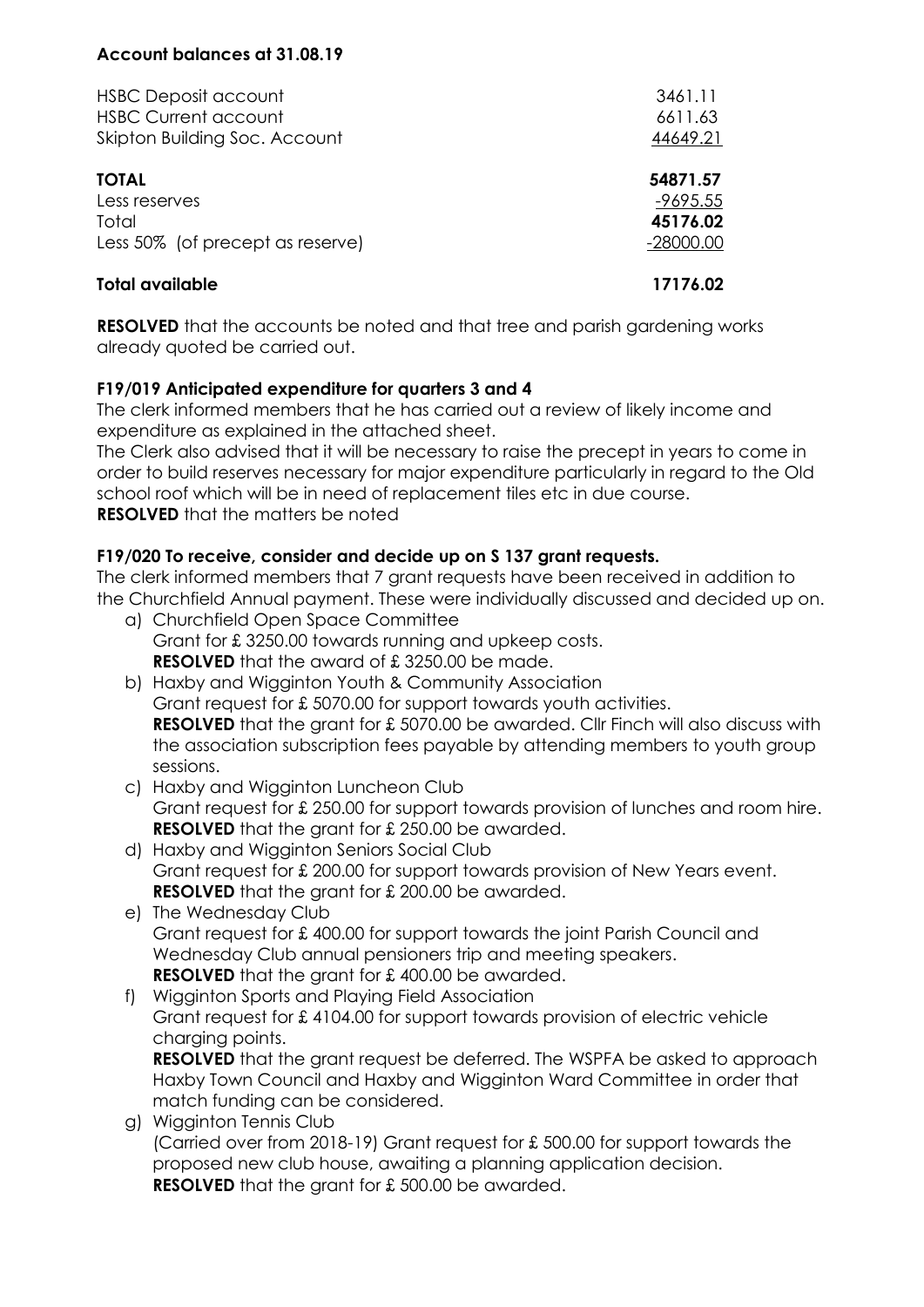**Account balances at 31.08.19**

| | |
|---|---|
| HSBC Deposit account | 3461.11 |
| HSBC Current account | 6611.63 |
| Skipton Building Soc. Account | 44649.21 |
| **TOTAL** | **54871.57** |
| Less reserves | -9695.55 |
| Total | **45176.02** |
| Less 50% (of precept as reserve) | -28000.00 |
| **Total available** | **17176.02** |

**RESOLVED** that the accounts be noted and that tree and parish gardening works already quoted be carried out.

**F19/019 Anticipated expenditure for quarters 3 and 4**

The clerk informed members that he has carried out a review of likely income and expenditure as explained in the attached sheet.

The Clerk also advised that it will be necessary to raise the precept in years to come in order to build reserves necessary for major expenditure particularly in regard to the Old school roof which will be in need of replacement tiles etc in due course.

**RESOLVED** that the matters be noted

**F19/020 To receive, consider and decide up on S 137 grant requests.**

The clerk informed members that 7 grant requests have been received in addition to the Churchfield Annual payment. These were individually discussed and decided up on.

a) Churchfield Open Space Committee
   Grant for £ 3250.00 towards running and upkeep costs.
   **RESOLVED** that the award of £ 3250.00 be made.
b) Haxby and Wigginton Youth & Community Association
   Grant request for £ 5070.00 for support towards youth activities.
   **RESOLVED** that the grant for £ 5070.00 be awarded. Cllr Finch will also discuss with the association subscription fees payable by attending members to youth group sessions.
c) Haxby and Wigginton Luncheon Club
   Grant request for £ 250.00 for support towards provision of lunches and room hire.
   **RESOLVED** that the grant for £ 250.00 be awarded.
d) Haxby and Wigginton Seniors Social Club
   Grant request for £ 200.00 for support towards provision of New Years event.
   **RESOLVED** that the grant for £ 200.00 be awarded.
e) The Wednesday Club
   Grant request for £ 400.00 for support towards the joint Parish Council and Wednesday Club annual pensioners trip and meeting speakers.
   **RESOLVED** that the grant for £ 400.00 be awarded.
f) Wigginton Sports and Playing Field Association
   Grant request for £ 4104.00 for support towards provision of electric vehicle charging points.
   **RESOLVED** that the grant request be deferred. The WSPFA be asked to approach Haxby Town Council and Haxby and Wigginton Ward Committee in order that match funding can be considered.
g) Wigginton Tennis Club
   (Carried over from 2018-19) Grant request for £ 500.00 for support towards the proposed new club house, awaiting a planning application decision.
   **RESOLVED** that the grant for £ 500.00 be awarded.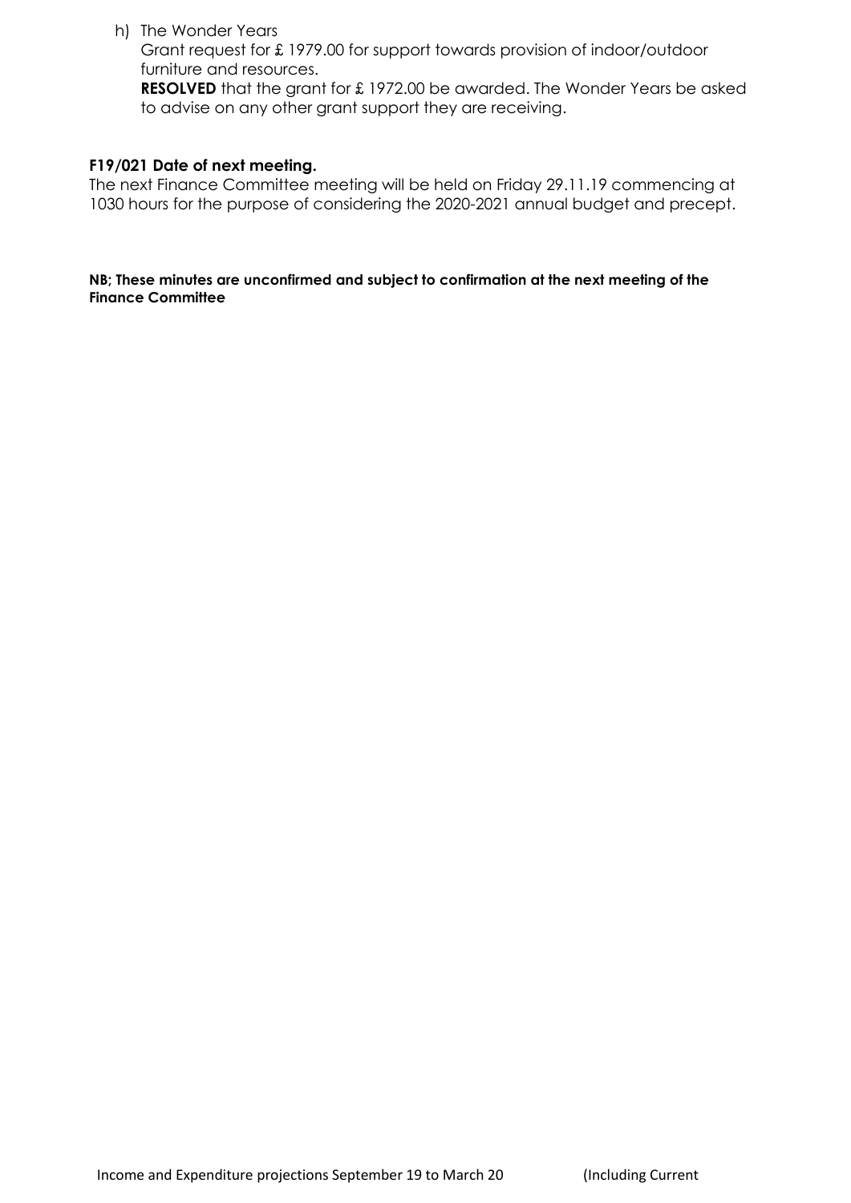h) The Wonder Years
   Grant request for £ 1979.00 for support towards provision of indoor/outdoor furniture and resources.
   **RESOLVED** that the grant for £ 1972.00 be awarded. The Wonder Years be asked to advise on any other grant support they are receiving.

**F19/021 Date of next meeting.**

The next Finance Committee meeting will be held on Friday 29.11.19 commencing at 1030 hours for the purpose of considering the 2020-2021 annual budget and precept.

**NB; These minutes are unconfirmed and subject to confirmation at the next meeting of the Finance Committee**

Income and Expenditure projections September 19 to March 20 (Including Current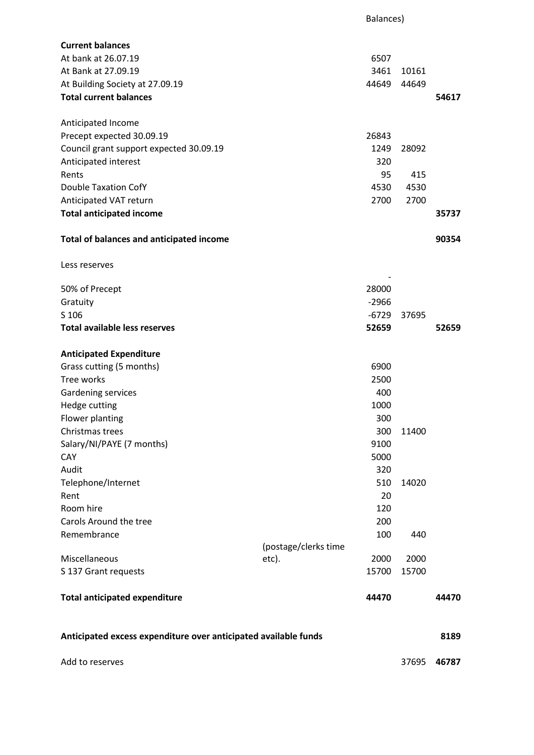Balances)

| | | | | |
|---|---|---|---|---|
| **Current balances** | | | | |
| At bank at 26.07.19 | | 6507 | | |
| At Bank at 27.09.19 | | 3461 | 10161 | |
| At Building Society at 27.09.19 | | 44649 | 44649 | |
| **Total current balances** | | | | **54617** |
| | | | | |
| Anticipated Income | | | | |
| Precept expected 30.09.19 | | 26843 | | |
| Council grant support expected 30.09.19 | | 1249 | 28092 | |
| Anticipated interest | | 320 | | |
| Rents | | 95 | 415 | |
| Double Taxation CofY | | 4530 | 4530 | |
| Anticipated VAT return | | 2700 | 2700 | |
| **Total anticipated income** | | | | **35737** |
| | | | | |
| **Total of balances and anticipated income** | | | | **90354** |
| | | | | |
| Less reserves | | | | |
| | | - | | |
| 50% of Precept | | 28000 | | |
| Gratuity | | -2966 | | |
| S 106 | | -6729 | 37695 | |
| **Total available less reserves** | | **52659** | | **52659** |
| | | | | |
| **Anticipated Expenditure** | | | | |
| Grass cutting (5 months) | | 6900 | | |
| Tree works | | 2500 | | |
| Gardening services | | 400 | | |
| Hedge cutting | | 1000 | | |
| Flower planting | | 300 | | |
| Christmas trees | | 300 | 11400 | |
| Salary/NI/PAYE (7 months) | | 9100 | | |
| CAY | | 5000 | | |
| Audit | | 320 | | |
| Telephone/Internet | | 510 | 14020 | |
| Rent | | 20 | | |
| Room hire | | 120 | | |
| Carols Around the tree | | 200 | | |
| Remembrance | | 100 | 440 | |
| Miscellaneous | (postage/clerks time etc). | 2000 | 2000 | |
| S 137 Grant requests | | 15700 | 15700 | |
| | | | | |
| **Total anticipated expenditure** | | **44470** | | **44470** |
| | | | | |
| **Anticipated excess expenditure over anticipated available funds** | | | | **8189** |
| | | | | |
| Add to reserves | | | 37695 | **46787** |